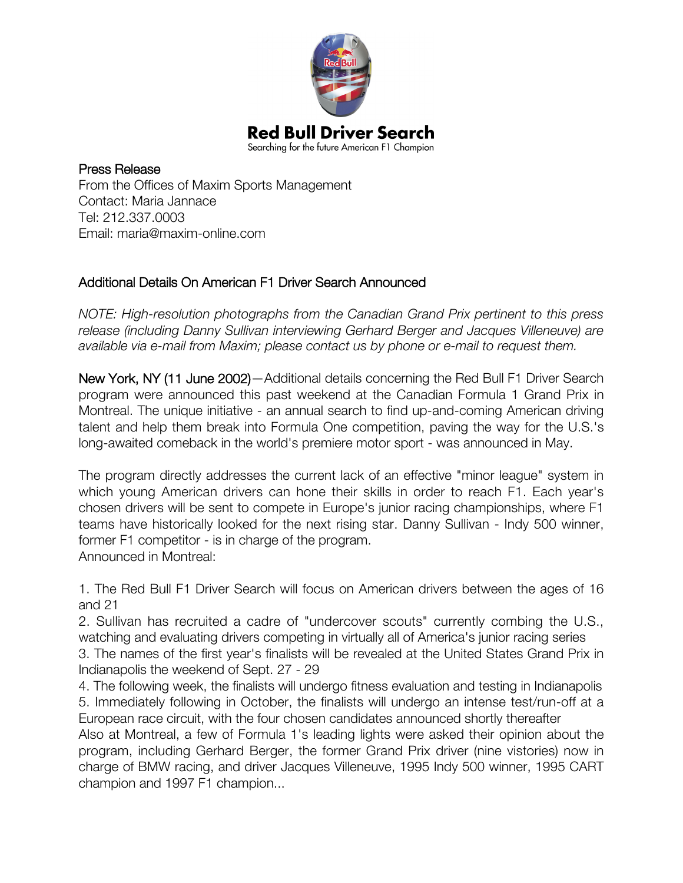# Red Bull Driver Search

Searching for the future American F1 Champion

Press Release
From the Offices of Maxim Sports Management
Contact: Maria Jannace
Tel: 212.337.0003
Email: maria@maxim-online.com

## Additional Details On American F1 Driver Search Announced

*NOTE: High-resolution photographs from the Canadian Grand Prix pertinent to this press release (including Danny Sullivan interviewing Gerhard Berger and Jacques Villeneuve) are available via e-mail from Maxim; please contact us by phone or e-mail to request them.*

New York, NY (11 June 2002)—Additional details concerning the Red Bull F1 Driver Search program were announced this past weekend at the Canadian Formula 1 Grand Prix in Montreal. The unique initiative - an annual search to find up-and-coming American driving talent and help them break into Formula One competition, paving the way for the U.S.'s long-awaited comeback in the world's premiere motor sport - was announced in May.

The program directly addresses the current lack of an effective "minor league" system in which young American drivers can hone their skills in order to reach F1. Each year's chosen drivers will be sent to compete in Europe's junior racing championships, where F1 teams have historically looked for the next rising star. Danny Sullivan - Indy 500 winner, former F1 competitor - is in charge of the program.
Announced in Montreal:

1. The Red Bull F1 Driver Search will focus on American drivers between the ages of 16 and 21
2. Sullivan has recruited a cadre of "undercover scouts" currently combing the U.S., watching and evaluating drivers competing in virtually all of America's junior racing series
3. The names of the first year's finalists will be revealed at the United States Grand Prix in Indianapolis the weekend of Sept. 27 - 29
4. The following week, the finalists will undergo fitness evaluation and testing in Indianapolis
5. Immediately following in October, the finalists will undergo an intense test/run-off at a European race circuit, with the four chosen candidates announced shortly thereafter

Also at Montreal, a few of Formula 1's leading lights were asked their opinion about the program, including Gerhard Berger, the former Grand Prix driver (nine vistories) now in charge of BMW racing, and driver Jacques Villeneuve, 1995 Indy 500 winner, 1995 CART champion and 1997 F1 champion...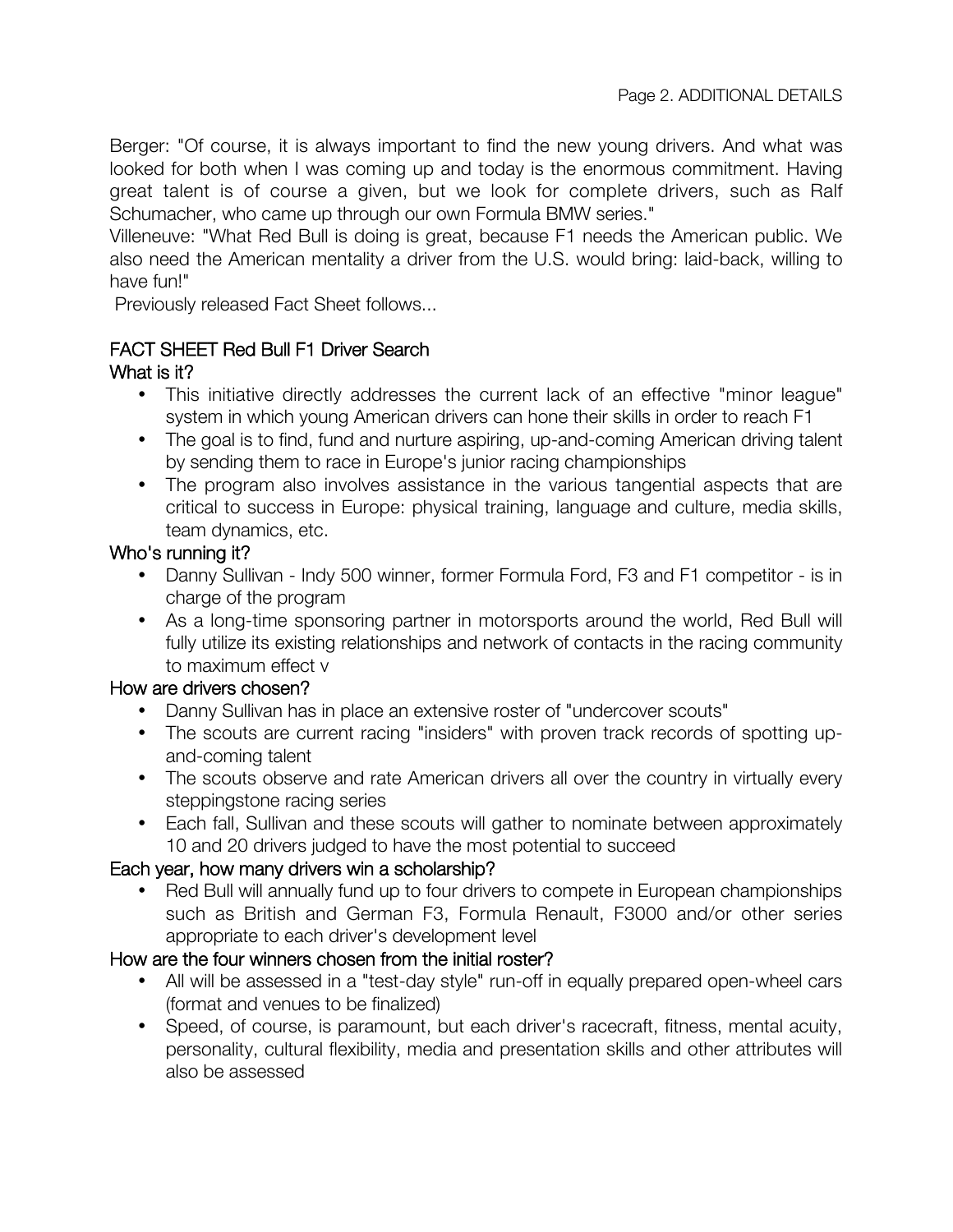Berger: "Of course, it is always important to find the new young drivers. And what was looked for both when I was coming up and today is the enormous commitment. Having great talent is of course a given, but we look for complete drivers, such as Ralf Schumacher, who came up through our own Formula BMW series."

Villeneuve: "What Red Bull is doing is great, because F1 needs the American public. We also need the American mentality a driver from the U.S. would bring: laid-back, willing to have fun!"

Previously released Fact Sheet follows...

## FACT SHEET Red Bull F1 Driver Search

### What is it?

- This initiative directly addresses the current lack of an effective "minor league" system in which young American drivers can hone their skills in order to reach F1
- The goal is to find, fund and nurture aspiring, up-and-coming American driving talent by sending them to race in Europe's junior racing championships
- The program also involves assistance in the various tangential aspects that are critical to success in Europe: physical training, language and culture, media skills, team dynamics, etc.

### Who's running it?

- Danny Sullivan - Indy 500 winner, former Formula Ford, F3 and F1 competitor - is in charge of the program
- As a long-time sponsoring partner in motorsports around the world, Red Bull will fully utilize its existing relationships and network of contacts in the racing community to maximum effect v

### How are drivers chosen?

- Danny Sullivan has in place an extensive roster of "undercover scouts"
- The scouts are current racing "insiders" with proven track records of spotting up-and-coming talent
- The scouts observe and rate American drivers all over the country in virtually every steppingstone racing series
- Each fall, Sullivan and these scouts will gather to nominate between approximately 10 and 20 drivers judged to have the most potential to succeed

### Each year, how many drivers win a scholarship?

- Red Bull will annually fund up to four drivers to compete in European championships such as British and German F3, Formula Renault, F3000 and/or other series appropriate to each driver's development level

### How are the four winners chosen from the initial roster?

- All will be assessed in a "test-day style" run-off in equally prepared open-wheel cars (format and venues to be finalized)
- Speed, of course, is paramount, but each driver's racecraft, fitness, mental acuity, personality, cultural flexibility, media and presentation skills and other attributes will also be assessed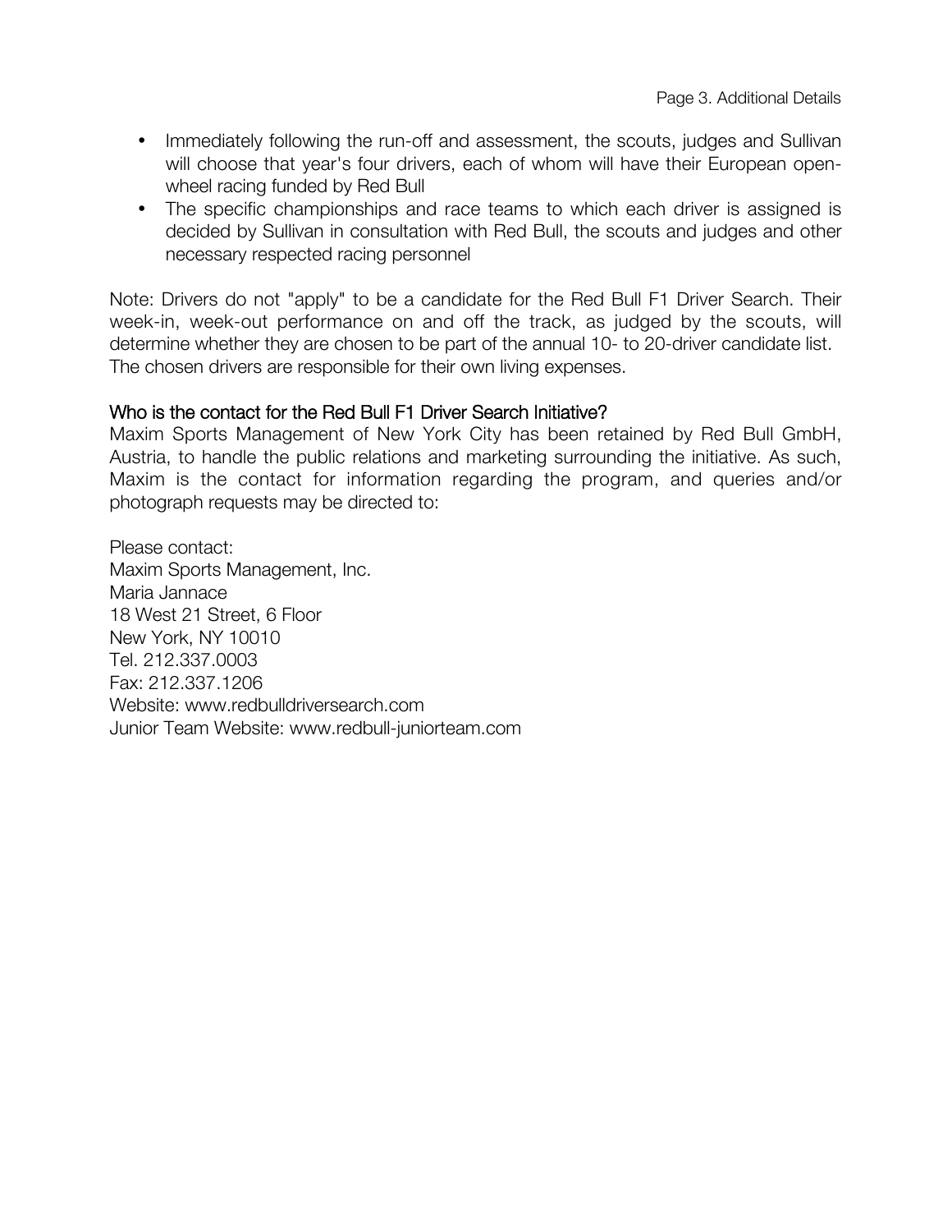- Immediately following the run-off and assessment, the scouts, judges and Sullivan will choose that year's four drivers, each of whom will have their European open-wheel racing funded by Red Bull
- The specific championships and race teams to which each driver is assigned is decided by Sullivan in consultation with Red Bull, the scouts and judges and other necessary respected racing personnel

Note: Drivers do not "apply" to be a candidate for the Red Bull F1 Driver Search. Their week-in, week-out performance on and off the track, as judged by the scouts, will determine whether they are chosen to be part of the annual 10- to 20-driver candidate list. The chosen drivers are responsible for their own living expenses.

## Who is the contact for the Red Bull F1 Driver Search Initiative?

Maxim Sports Management of New York City has been retained by Red Bull GmbH, Austria, to handle the public relations and marketing surrounding the initiative. As such, Maxim is the contact for information regarding the program, and queries and/or photograph requests may be directed to:

Please contact:
Maxim Sports Management, Inc.
Maria Jannace
18 West 21 Street, 6 Floor
New York, NY 10010
Tel. 212.337.0003
Fax: 212.337.1206
Website: www.redbulldriversearch.com
Junior Team Website: www.redbull-juniorteam.com